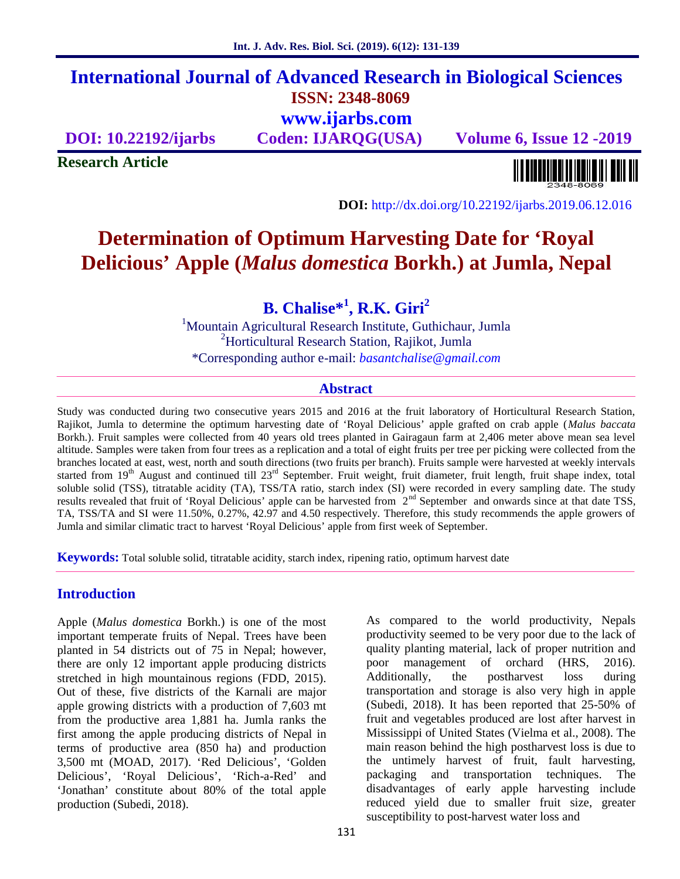# International Journal of Advanced Research in Biological Sciences

**ISSN: 2348-8069**

**www.ijarbs.com**

**DOI: 10.22192/ijarbs** **Coden: IJARQG(USA)** **Volume 6, Issue 12 -2019**

**Research Article**

**DOI:** http://dx.doi.org/10.22192/ijarbs.2019.06.12.016

# Determination of Optimum Harvesting Date for 'Royal Delicious' Apple (*Malus domestica* Borkh.) at Jumla, Nepal

**B. Chalise*[1], R.K. Giri[2]**

[1]Mountain Agricultural Research Institute, Guthichaur, Jumla
[2]Horticultural Research Station, Rajikot, Jumla
*Corresponding author e-mail: *basantchalise@gmail.com*

## Abstract

Study was conducted during two consecutive years 2015 and 2016 at the fruit laboratory of Horticultural Research Station, Rajikot, Jumla to determine the optimum harvesting date of 'Royal Delicious' apple grafted on crab apple (*Malus baccata* Borkh.). Fruit samples were collected from 40 years old trees planted in Gairagaun farm at 2,406 meter above mean sea level altitude. Samples were taken from four trees as a replication and a total of eight fruits per tree per picking were collected from the branches located at east, west, north and south directions (two fruits per branch). Fruits sample were harvested at weekly intervals started from 19th August and continued till 23rd September. Fruit weight, fruit diameter, fruit length, fruit shape index, total soluble solid (TSS), titratable acidity (TA), TSS/TA ratio, starch index (SI) were recorded in every sampling date. The study results revealed that fruit of 'Royal Delicious' apple can be harvested from 2nd September and onwards since at that date TSS, TA, TSS/TA and SI were 11.50%, 0.27%, 42.97 and 4.50 respectively. Therefore, this study recommends the apple growers of Jumla and similar climatic tract to harvest 'Royal Delicious' apple from first week of September.

**Keywords:** Total soluble solid, titratable acidity, starch index, ripening ratio, optimum harvest date

## Introduction

Apple (*Malus domestica* Borkh.) is one of the most important temperate fruits of Nepal. Trees have been planted in 54 districts out of 75 in Nepal; however, there are only 12 important apple producing districts stretched in high mountainous regions (FDD, 2015). Out of these, five districts of the Karnali are major apple growing districts with a production of 7,603 mt from the productive area 1,881 ha. Jumla ranks the first among the apple producing districts of Nepal in terms of productive area (850 ha) and production 3,500 mt (MOAD, 2017). 'Red Delicious', 'Golden Delicious', 'Royal Delicious', 'Rich-a-Red' and 'Jonathan' constitute about 80% of the total apple production (Subedi, 2018).

As compared to the world productivity, Nepals productivity seemed to be very poor due to the lack of quality planting material, lack of proper nutrition and poor management of orchard (HRS, 2016). Additionally, the postharvest loss during transportation and storage is also very high in apple (Subedi, 2018). It has been reported that 25-50% of fruit and vegetables produced are lost after harvest in Mississippi of United States (Vielma et al., 2008). The main reason behind the high postharvest loss is due to the untimely harvest of fruit, fault harvesting, packaging and transportation techniques. The disadvantages of early apple harvesting include reduced yield due to smaller fruit size, greater susceptibility to post-harvest water loss and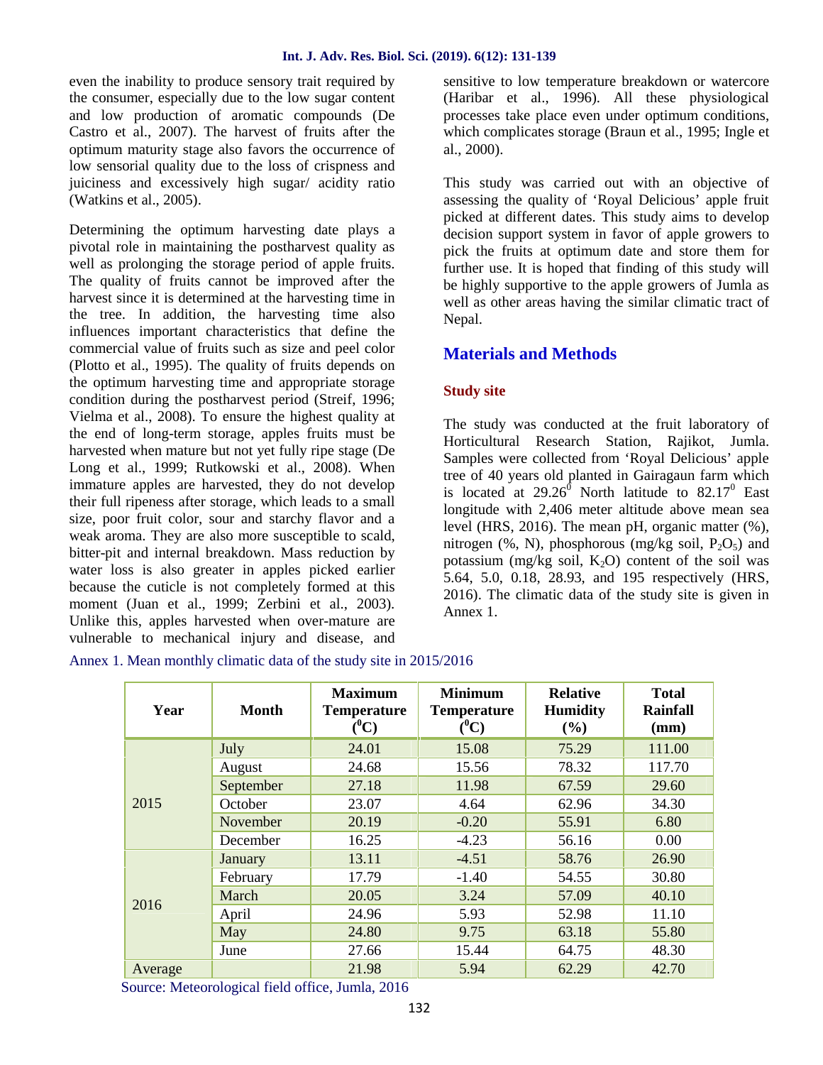even the inability to produce sensory trait required by the consumer, especially due to the low sugar content and low production of aromatic compounds (De Castro et al., 2007). The harvest of fruits after the optimum maturity stage also favors the occurrence of low sensorial quality due to the loss of crispness and juiciness and excessively high sugar/ acidity ratio (Watkins et al., 2005).

Determining the optimum harvesting date plays a pivotal role in maintaining the postharvest quality as well as prolonging the storage period of apple fruits. The quality of fruits cannot be improved after the harvest since it is determined at the harvesting time in the tree. In addition, the harvesting time also influences important characteristics that define the commercial value of fruits such as size and peel color (Plotto et al., 1995). The quality of fruits depends on the optimum harvesting time and appropriate storage condition during the postharvest period (Streif, 1996; Vielma et al., 2008). To ensure the highest quality at the end of long-term storage, apples fruits must be harvested when mature but not yet fully ripe stage (De Long et al., 1999; Rutkowski et al., 2008). When immature apples are harvested, they do not develop their full ripeness after storage, which leads to a small size, poor fruit color, sour and starchy flavor and a weak aroma. They are also more susceptible to scald, bitter-pit and internal breakdown. Mass reduction by water loss is also greater in apples picked earlier because the cuticle is not completely formed at this moment (Juan et al., 1999; Zerbini et al., 2003). Unlike this, apples harvested when over-mature are vulnerable to mechanical injury and disease, and sensitive to low temperature breakdown or watercore (Haribar et al., 1996). All these physiological processes take place even under optimum conditions, which complicates storage (Braun et al., 1995; Ingle et al., 2000).

This study was carried out with an objective of assessing the quality of 'Royal Delicious' apple fruit picked at different dates. This study aims to develop decision support system in favor of apple growers to pick the fruits at optimum date and store them for further use. It is hoped that finding of this study will be highly supportive to the apple growers of Jumla as well as other areas having the similar climatic tract of Nepal.

## Materials and Methods

### Study site

The study was conducted at the fruit laboratory of Horticultural Research Station, Rajikot, Jumla. Samples were collected from 'Royal Delicious' apple tree of 40 years old planted in Gairagaun farm which is located at $29.26^0$ North latitude to $82.17^0$ East longitude with 2,406 meter altitude above mean sea level (HRS, 2016). The mean pH, organic matter (%), nitrogen (%, N), phosphorous (mg/kg soil, $P_2O_5$) and potassium (mg/kg soil, $K_2O$) content of the soil was 5.64, 5.0, 0.18, 28.93, and 195 respectively (HRS, 2016). The climatic data of the study site is given in Annex 1.

Annex 1. Mean monthly climatic data of the study site in 2015/2016

| Year | Month | Maximum Temperature ($^0$C) | Minimum Temperature ($^0$C) | Relative Humidity (%) | Total Rainfall (mm) |
|---|---|---|---|---|---|
| 2015 | July | 24.01 | 15.08 | 75.29 | 111.00 |
| | August | 24.68 | 15.56 | 78.32 | 117.70 |
| | September | 27.18 | 11.98 | 67.59 | 29.60 |
| | October | 23.07 | 4.64 | 62.96 | 34.30 |
| | November | 20.19 | -0.20 | 55.91 | 6.80 |
| | December | 16.25 | -4.23 | 56.16 | 0.00 |
| 2016 | January | 13.11 | -4.51 | 58.76 | 26.90 |
| | February | 17.79 | -1.40 | 54.55 | 30.80 |
| | March | 20.05 | 3.24 | 57.09 | 40.10 |
| | April | 24.96 | 5.93 | 52.98 | 11.10 |
| | May | 24.80 | 9.75 | 63.18 | 55.80 |
| | June | 27.66 | 15.44 | 64.75 | 48.30 |
| Average | | 21.98 | 5.94 | 62.29 | 42.70 |

Source: Meteorological field office, Jumla, 2016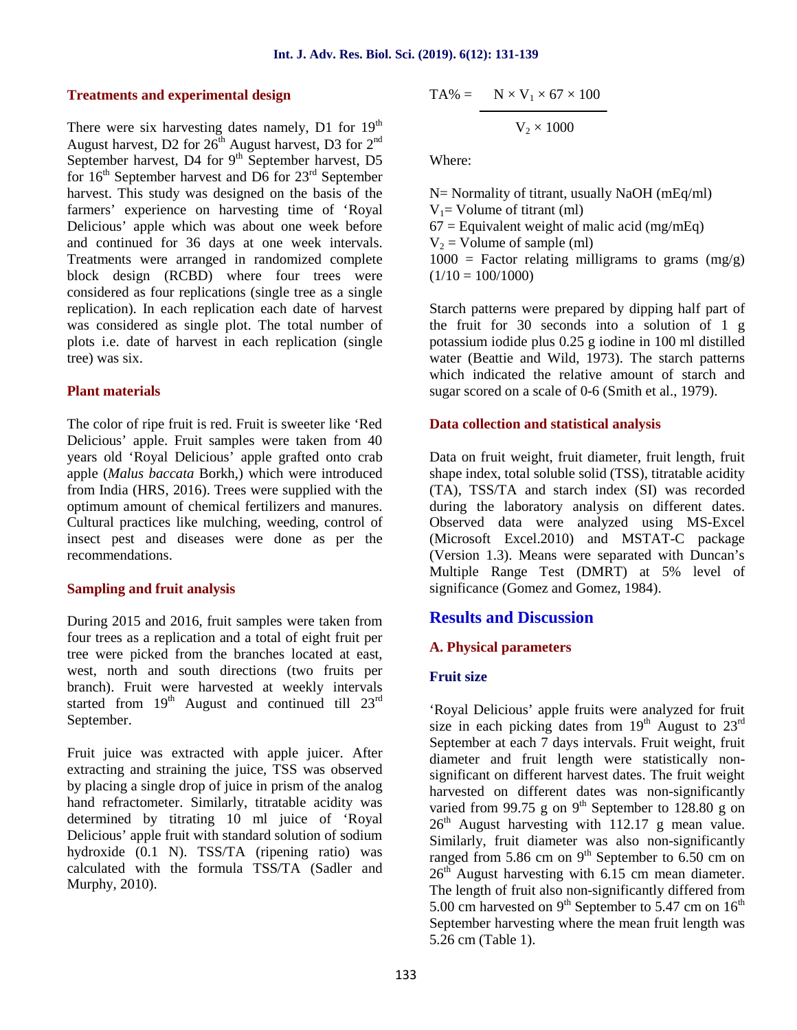### Treatments and experimental design

There were six harvesting dates namely, D1 for 19th August harvest, D2 for 26th August harvest, D3 for 2nd September harvest, D4 for 9th September harvest, D5 for 16th September harvest and D6 for 23rd September harvest. This study was designed on the basis of the farmers' experience on harvesting time of 'Royal Delicious' apple which was about one week before and continued for 36 days at one week intervals. Treatments were arranged in randomized complete block design (RCBD) where four trees were considered as four replications (single tree as a single replication). In each replication each date of harvest was considered as single plot. The total number of plots i.e. date of harvest in each replication (single tree) was six.

### Plant materials

The color of ripe fruit is red. Fruit is sweeter like 'Red Delicious' apple. Fruit samples were taken from 40 years old 'Royal Delicious' apple grafted onto crab apple (*Malus baccata* Borkh,) which were introduced from India (HRS, 2016). Trees were supplied with the optimum amount of chemical fertilizers and manures. Cultural practices like mulching, weeding, control of insect pest and diseases were done as per the recommendations.

### Sampling and fruit analysis

During 2015 and 2016, fruit samples were taken from four trees as a replication and a total of eight fruit per tree were picked from the branches located at east, west, north and south directions (two fruits per branch). Fruit were harvested at weekly intervals started from 19th August and continued till 23rd September.

Fruit juice was extracted with apple juicer. After extracting and straining the juice, TSS was observed by placing a single drop of juice in prism of the analog hand refractometer. Similarly, titratable acidity was determined by titrating 10 ml juice of 'Royal Delicious' apple fruit with standard solution of sodium hydroxide (0.1 N). TSS/TA (ripening ratio) was calculated with the formula TSS/TA (Sadler and Murphy, 2010).

$$TA\% = \frac{N \times V_1 \times 67 \times 100}{V_2 \times 1000}$$

Where:

N= Normality of titrant, usually NaOH (mEq/ml)
$V_1$= Volume of titrant (ml)
67 = Equivalent weight of malic acid (mg/mEq)
$V_2$ = Volume of sample (ml)
1000 = Factor relating milligrams to grams (mg/g) (1/10 = 100/1000)

Starch patterns were prepared by dipping half part of the fruit for 30 seconds into a solution of 1 g potassium iodide plus 0.25 g iodine in 100 ml distilled water (Beattie and Wild, 1973). The starch patterns which indicated the relative amount of starch and sugar scored on a scale of 0-6 (Smith et al., 1979).

### Data collection and statistical analysis

Data on fruit weight, fruit diameter, fruit length, fruit shape index, total soluble solid (TSS), titratable acidity (TA), TSS/TA and starch index (SI) was recorded during the laboratory analysis on different dates. Observed data were analyzed using MS-Excel (Microsoft Excel.2010) and MSTAT-C package (Version 1.3). Means were separated with Duncan's Multiple Range Test (DMRT) at 5% level of significance (Gomez and Gomez, 1984).

## Results and Discussion

### A. Physical parameters

### Fruit size

'Royal Delicious' apple fruits were analyzed for fruit size in each picking dates from 19th August to 23rd September at each 7 days intervals. Fruit weight, fruit diameter and fruit length were statistically non-significant on different harvest dates. The fruit weight harvested on different dates was non-significantly varied from 99.75 g on 9th September to 128.80 g on 26th August harvesting with 112.17 g mean value. Similarly, fruit diameter was also non-significantly ranged from 5.86 cm on 9th September to 6.50 cm on 26th August harvesting with 6.15 cm mean diameter. The length of fruit also non-significantly differed from 5.00 cm harvested on 9th September to 5.47 cm on 16th September harvesting where the mean fruit length was 5.26 cm (Table 1).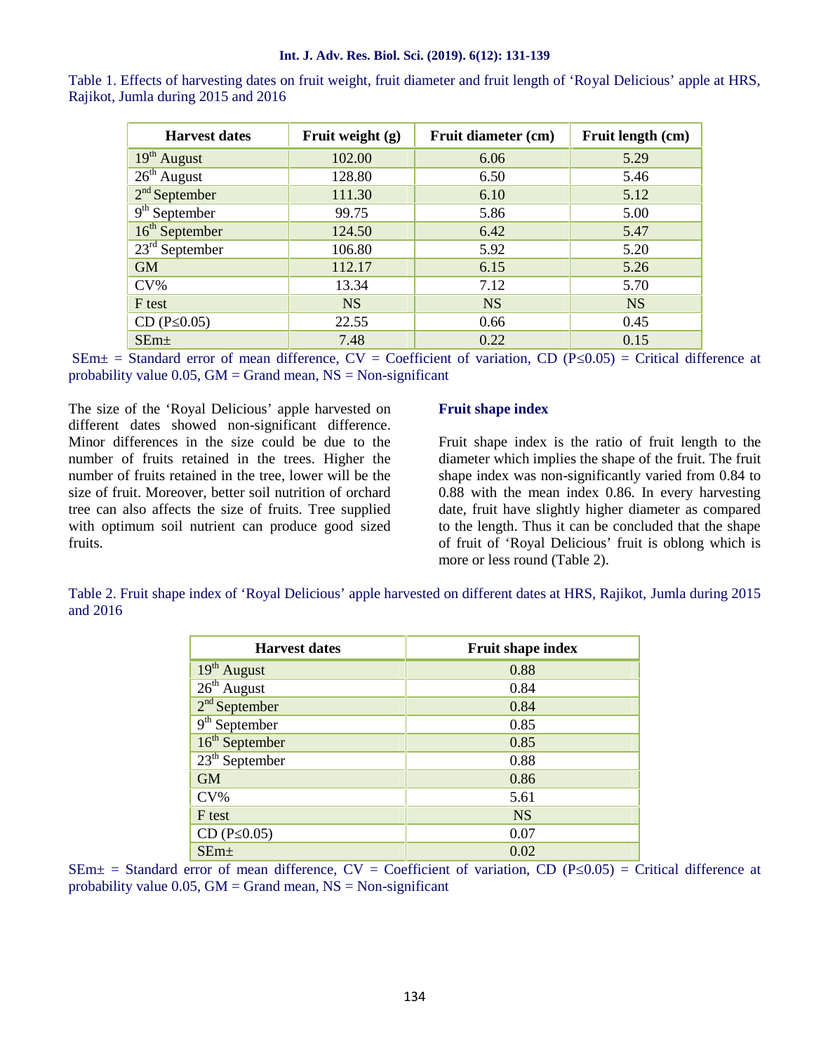Table 1. Effects of harvesting dates on fruit weight, fruit diameter and fruit length of 'Royal Delicious' apple at HRS, Rajikot, Jumla during 2015 and 2016

| Harvest dates | Fruit weight (g) | Fruit diameter (cm) | Fruit length (cm) |
|---|---|---|---|
| 19th August | 102.00 | 6.06 | 5.29 |
| 26th August | 128.80 | 6.50 | 5.46 |
| 2nd September | 111.30 | 6.10 | 5.12 |
| 9th September | 99.75 | 5.86 | 5.00 |
| 16th September | 124.50 | 6.42 | 5.47 |
| 23rd September | 106.80 | 5.92 | 5.20 |
| GM | 112.17 | 6.15 | 5.26 |
| CV% | 13.34 | 7.12 | 5.70 |
| F test | NS | NS | NS |
| CD (P≤0.05) | 22.55 | 0.66 | 0.45 |
| SEm± | 7.48 | 0.22 | 0.15 |

SEm± = Standard error of mean difference, CV = Coefficient of variation, CD (P≤0.05) = Critical difference at probability value 0.05, GM = Grand mean, NS = Non-significant

The size of the 'Royal Delicious' apple harvested on different dates showed non-significant difference. Minor differences in the size could be due to the number of fruits retained in the trees. Higher the number of fruits retained in the tree, lower will be the size of fruit. Moreover, better soil nutrition of orchard tree can also affects the size of fruits. Tree supplied with optimum soil nutrient can produce good sized fruits.

### Fruit shape index

Fruit shape index is the ratio of fruit length to the diameter which implies the shape of the fruit. The fruit shape index was non-significantly varied from 0.84 to 0.88 with the mean index 0.86. In every harvesting date, fruit have slightly higher diameter as compared to the length. Thus it can be concluded that the shape of fruit of 'Royal Delicious' fruit is oblong which is more or less round (Table 2).

Table 2. Fruit shape index of 'Royal Delicious' apple harvested on different dates at HRS, Rajikot, Jumla during 2015 and 2016

| Harvest dates | Fruit shape index |
|---|---|
| 19th August | 0.88 |
| 26th August | 0.84 |
| 2nd September | 0.84 |
| 9th September | 0.85 |
| 16th September | 0.85 |
| 23th September | 0.88 |
| GM | 0.86 |
| CV% | 5.61 |
| F test | NS |
| CD (P≤0.05) | 0.07 |
| SEm± | 0.02 |

SEm± = Standard error of mean difference, CV = Coefficient of variation, CD (P≤0.05) = Critical difference at probability value 0.05, GM = Grand mean, NS = Non-significant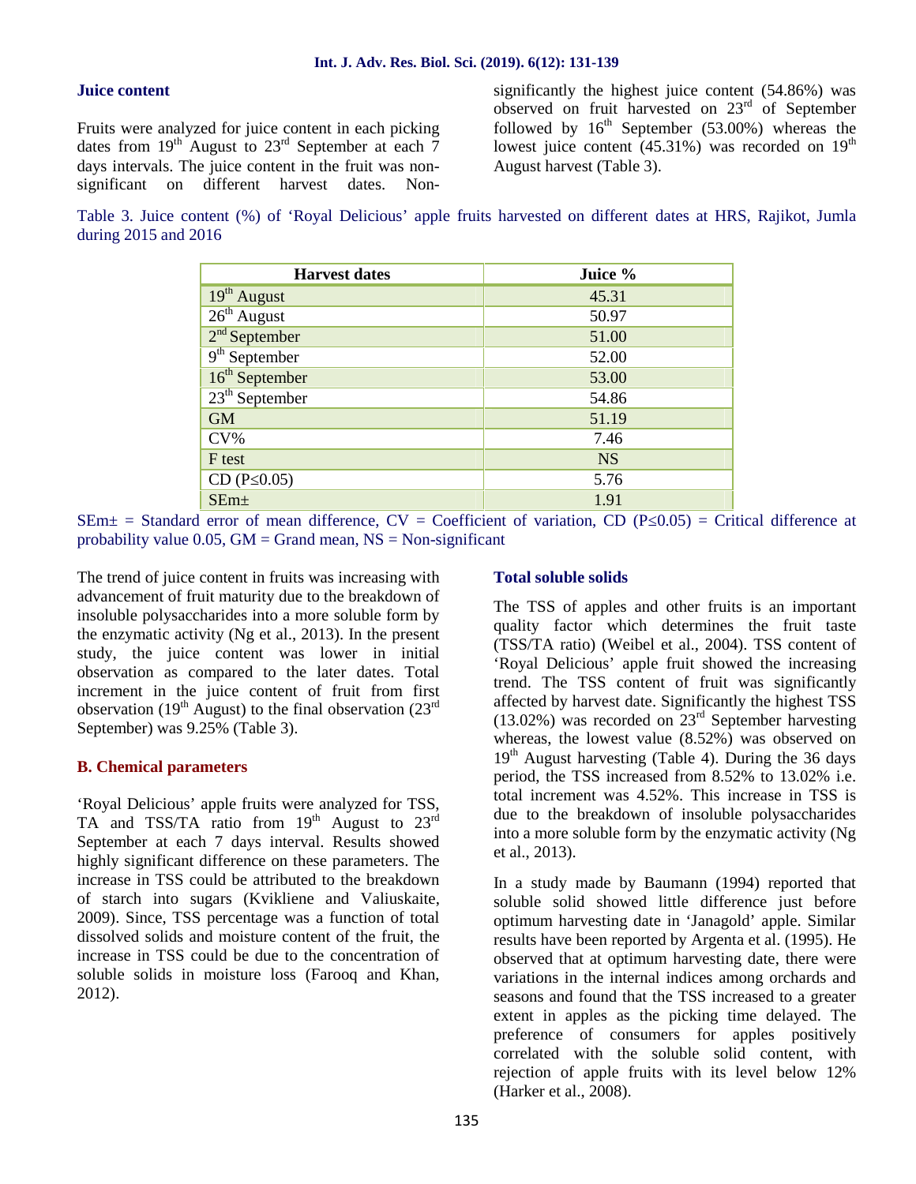### Juice content

Fruits were analyzed for juice content in each picking dates from 19th August to 23rd September at each 7 days intervals. The juice content in the fruit was non-significant on different harvest dates. Non-significantly the highest juice content (54.86%) was observed on fruit harvested on 23rd of September followed by 16th September (53.00%) whereas the lowest juice content (45.31%) was recorded on 19th August harvest (Table 3).

Table 3. Juice content (%) of 'Royal Delicious' apple fruits harvested on different dates at HRS, Rajikot, Jumla during 2015 and 2016

| Harvest dates | Juice % |
|---|---|
| 19th August | 45.31 |
| 26th August | 50.97 |
| 2nd September | 51.00 |
| 9th September | 52.00 |
| 16th September | 53.00 |
| 23th September | 54.86 |
| GM | 51.19 |
| CV% | 7.46 |
| F test | NS |
| CD ($P \leq 0.05$) | 5.76 |
| SEm± | 1.91 |

SEm± = Standard error of mean difference, CV = Coefficient of variation, CD ($P \leq 0.05$) = Critical difference at probability value 0.05, GM = Grand mean, NS = Non-significant

The trend of juice content in fruits was increasing with advancement of fruit maturity due to the breakdown of insoluble polysaccharides into a more soluble form by the enzymatic activity (Ng et al., 2013). In the present study, the juice content was lower in initial observation as compared to the later dates. Total increment in the juice content of fruit from first observation (19th August) to the final observation (23rd September) was 9.25% (Table 3).

## B. Chemical parameters

'Royal Delicious' apple fruits were analyzed for TSS, TA and TSS/TA ratio from 19th August to 23rd September at each 7 days interval. Results showed highly significant difference on these parameters. The increase in TSS could be attributed to the breakdown of starch into sugars (Kvikliene and Valiuskaite, 2009). Since, TSS percentage was a function of total dissolved solids and moisture content of the fruit, the increase in TSS could be due to the concentration of soluble solids in moisture loss (Farooq and Khan, 2012).

### Total soluble solids

The TSS of apples and other fruits is an important quality factor which determines the fruit taste (TSS/TA ratio) (Weibel et al., 2004). TSS content of 'Royal Delicious' apple fruit showed the increasing trend. The TSS content of fruit was significantly affected by harvest date. Significantly the highest TSS (13.02%) was recorded on 23rd September harvesting whereas, the lowest value (8.52%) was observed on 19th August harvesting (Table 4). During the 36 days period, the TSS increased from 8.52% to 13.02% i.e. total increment was 4.52%. This increase in TSS is due to the breakdown of insoluble polysaccharides into a more soluble form by the enzymatic activity (Ng et al., 2013).

In a study made by Baumann (1994) reported that soluble solid showed little difference just before optimum harvesting date in 'Janagold' apple. Similar results have been reported by Argenta et al. (1995). He observed that at optimum harvesting date, there were variations in the internal indices among orchards and seasons and found that the TSS increased to a greater extent in apples as the picking time delayed. The preference of consumers for apples positively correlated with the soluble solid content, with rejection of apple fruits with its level below 12% (Harker et al., 2008).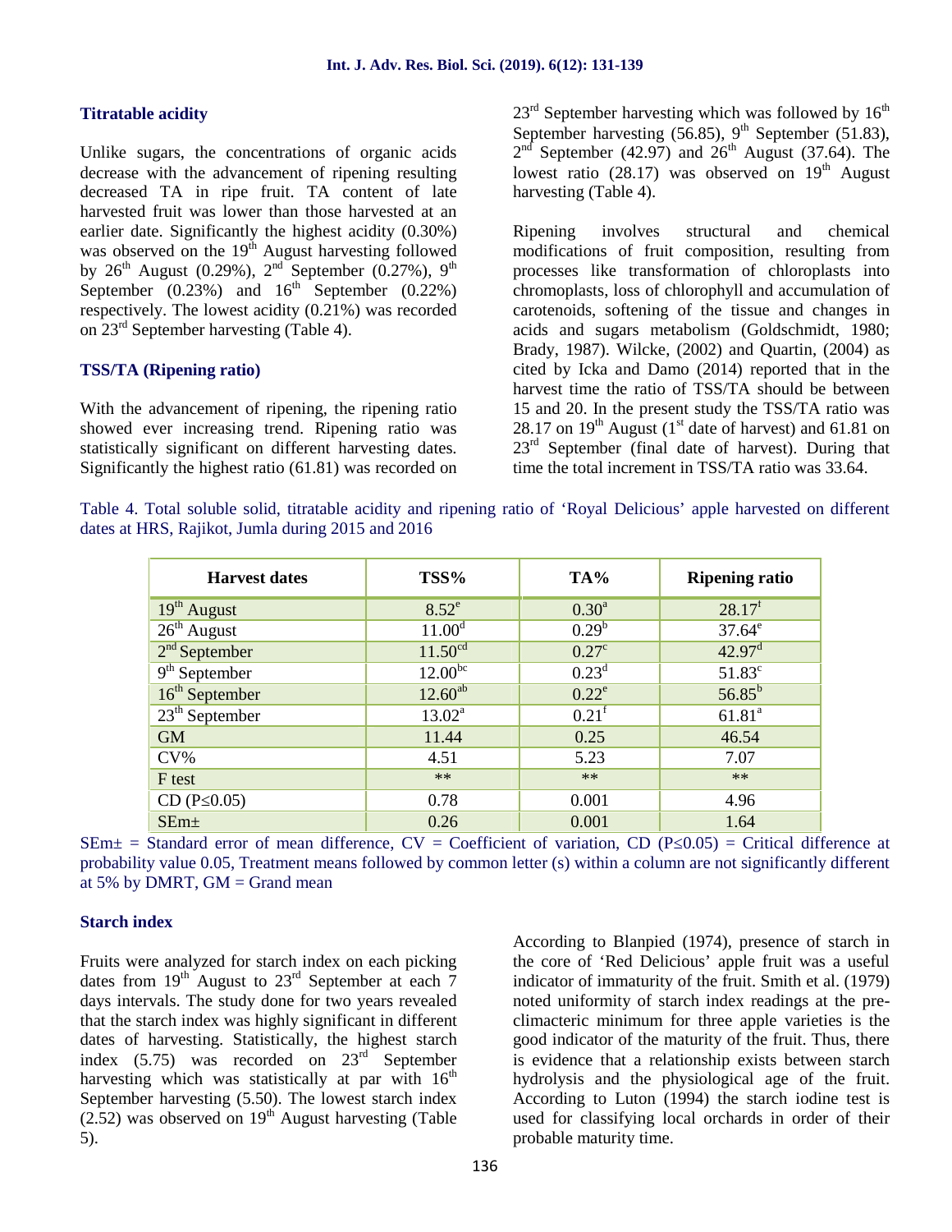### Titratable acidity

Unlike sugars, the concentrations of organic acids decrease with the advancement of ripening resulting decreased TA in ripe fruit. TA content of late harvested fruit was lower than those harvested at an earlier date. Significantly the highest acidity (0.30%) was observed on the 19th August harvesting followed by 26th August (0.29%), 2nd September (0.27%), 9th September (0.23%) and 16th September (0.22%) respectively. The lowest acidity (0.21%) was recorded on 23rd September harvesting (Table 4).

### TSS/TA (Ripening ratio)

With the advancement of ripening, the ripening ratio showed ever increasing trend. Ripening ratio was statistically significant on different harvesting dates. Significantly the highest ratio (61.81) was recorded on 23rd September harvesting which was followed by 16th September harvesting (56.85), 9th September (51.83), 2nd September (42.97) and 26th August (37.64). The lowest ratio (28.17) was observed on 19th August harvesting (Table 4).

Ripening involves structural and chemical modifications of fruit composition, resulting from processes like transformation of chloroplasts into chromoplasts, loss of chlorophyll and accumulation of carotenoids, softening of the tissue and changes in acids and sugars metabolism (Goldschmidt, 1980; Brady, 1987). Wilcke, (2002) and Quartin, (2004) as cited by Icka and Damo (2014) reported that in the harvest time the ratio of TSS/TA should be between 15 and 20. In the present study the TSS/TA ratio was 28.17 on 19th August (1st date of harvest) and 61.81 on 23rd September (final date of harvest). During that time the total increment in TSS/TA ratio was 33.64.

Table 4. Total soluble solid, titratable acidity and ripening ratio of 'Royal Delicious' apple harvested on different dates at HRS, Rajikot, Jumla during 2015 and 2016

| Harvest dates | TSS% | TA% | Ripening ratio |
|---|---|---|---|
| 19th August | 8.52[e] | 0.30[a] | 28.17[f] |
| 26th August | 11.00[d] | 0.29[b] | 37.64[e] |
| 2nd September | 11.50[cd] | 0.27[c] | 42.97[d] |
| 9th September | 12.00[bc] | 0.23[d] | 51.83[c] |
| 16th September | 12.60[ab] | 0.22[e] | 56.85[b] |
| 23th September | 13.02[a] | 0.21[f] | 61.81[a] |
| GM | 11.44 | 0.25 | 46.54 |
| CV% | 4.51 | 5.23 | 7.07 |
| F test | ** | ** | ** |
| CD ($P \leq 0.05$) | 0.78 | 0.001 | 4.96 |
| SEm± | 0.26 | 0.001 | 1.64 |

SEm± = Standard error of mean difference, CV = Coefficient of variation, CD ($P \leq 0.05$) = Critical difference at probability value 0.05, Treatment means followed by common letter (s) within a column are not significantly different at 5% by DMRT, GM = Grand mean

### Starch index

Fruits were analyzed for starch index on each picking dates from 19th August to 23rd September at each 7 days intervals. The study done for two years revealed that the starch index was highly significant in different dates of harvesting. Statistically, the highest starch index (5.75) was recorded on 23rd September harvesting which was statistically at par with 16th September harvesting (5.50). The lowest starch index (2.52) was observed on 19th August harvesting (Table 5).

According to Blanpied (1974), presence of starch in the core of 'Red Delicious' apple fruit was a useful indicator of immaturity of the fruit. Smith et al. (1979) noted uniformity of starch index readings at the pre-climacteric minimum for three apple varieties is the good indicator of the maturity of the fruit. Thus, there is evidence that a relationship exists between starch hydrolysis and the physiological age of the fruit. According to Luton (1994) the starch iodine test is used for classifying local orchards in order of their probable maturity time.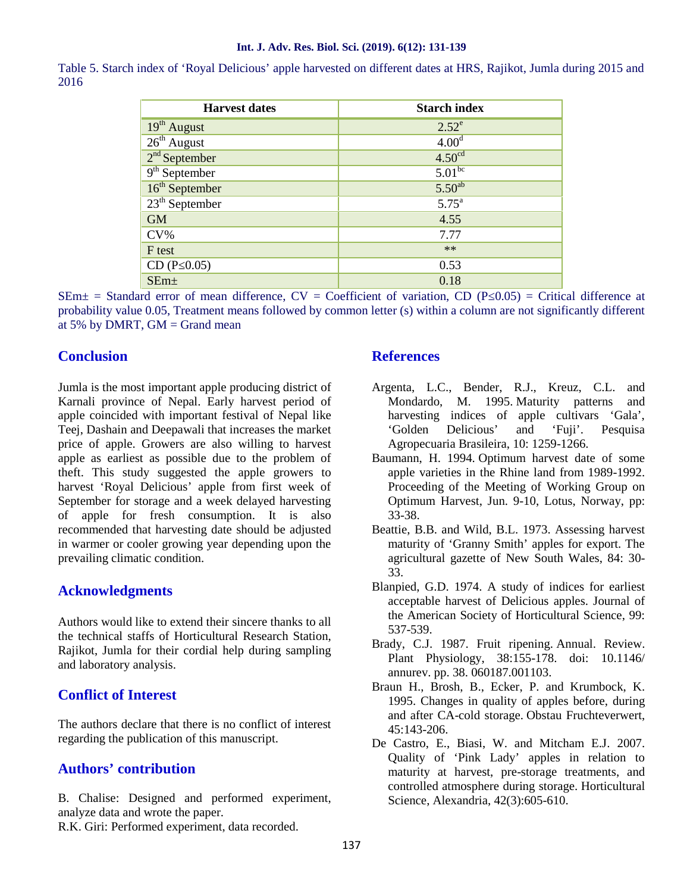Table 5. Starch index of 'Royal Delicious' apple harvested on different dates at HRS, Rajikot, Jumla during 2015 and 2016

| Harvest dates | Starch index |
|---|---|
| 19th August | 2.52[e] |
| 26th August | 4.00[d] |
| 2nd September | 4.50[cd] |
| 9th September | 5.01[bc] |
| 16th September | 5.50[ab] |
| 23th September | 5.75[a] |
| GM | 4.55 |
| CV% | 7.77 |
| F test | ** |
| CD (P≤0.05) | 0.53 |
| SEm± | 0.18 |

SEm± = Standard error of mean difference, CV = Coefficient of variation, CD (P≤0.05) = Critical difference at probability value 0.05, Treatment means followed by common letter (s) within a column are not significantly different at 5% by DMRT, GM = Grand mean

## Conclusion

Jumla is the most important apple producing district of Karnali province of Nepal. Early harvest period of apple coincided with important festival of Nepal like Teej, Dashain and Deepawali that increases the market price of apple. Growers are also willing to harvest apple as earliest as possible due to the problem of theft. This study suggested the apple growers to harvest 'Royal Delicious' apple from first week of September for storage and a week delayed harvesting of apple for fresh consumption. It is also recommended that harvesting date should be adjusted in warmer or cooler growing year depending upon the prevailing climatic condition.

## Acknowledgments

Authors would like to extend their sincere thanks to all the technical staffs of Horticultural Research Station, Rajikot, Jumla for their cordial help during sampling and laboratory analysis.

## Conflict of Interest

The authors declare that there is no conflict of interest regarding the publication of this manuscript.

## Authors' contribution

B. Chalise: Designed and performed experiment, analyze data and wrote the paper.
R.K. Giri: Performed experiment, data recorded.

## References

- Argenta, L.C., Bender, R.J., Kreuz, C.L. and Mondardo, M. 1995. Maturity patterns and harvesting indices of apple cultivars 'Gala', 'Golden Delicious' and 'Fuji'. Pesquisa Agropecuaria Brasileira, 10: 1259-1266.
- Baumann, H. 1994. Optimum harvest date of some apple varieties in the Rhine land from 1989-1992. Proceeding of the Meeting of Working Group on Optimum Harvest, Jun. 9-10, Lotus, Norway, pp: 33-38.
- Beattie, B.B. and Wild, B.L. 1973. Assessing harvest maturity of 'Granny Smith' apples for export. The agricultural gazette of New South Wales, 84: 30-33.
- Blanpied, G.D. 1974. A study of indices for earliest acceptable harvest of Delicious apples. Journal of the American Society of Horticultural Science, 99: 537-539.
- Brady, C.J. 1987. Fruit ripening. Annual. Review. Plant Physiology, 38:155-178. doi: 10.1146/ annurev. pp. 38. 060187.001103.
- Braun H., Brosh, B., Ecker, P. and Krumbock, K. 1995. Changes in quality of apples before, during and after CA-cold storage. Obstau Fruchteverwert, 45:143-206.
- De Castro, E., Biasi, W. and Mitcham E.J. 2007. Quality of 'Pink Lady' apples in relation to maturity at harvest, pre-storage treatments, and controlled atmosphere during storage. Horticultural Science, Alexandria, 42(3):605-610.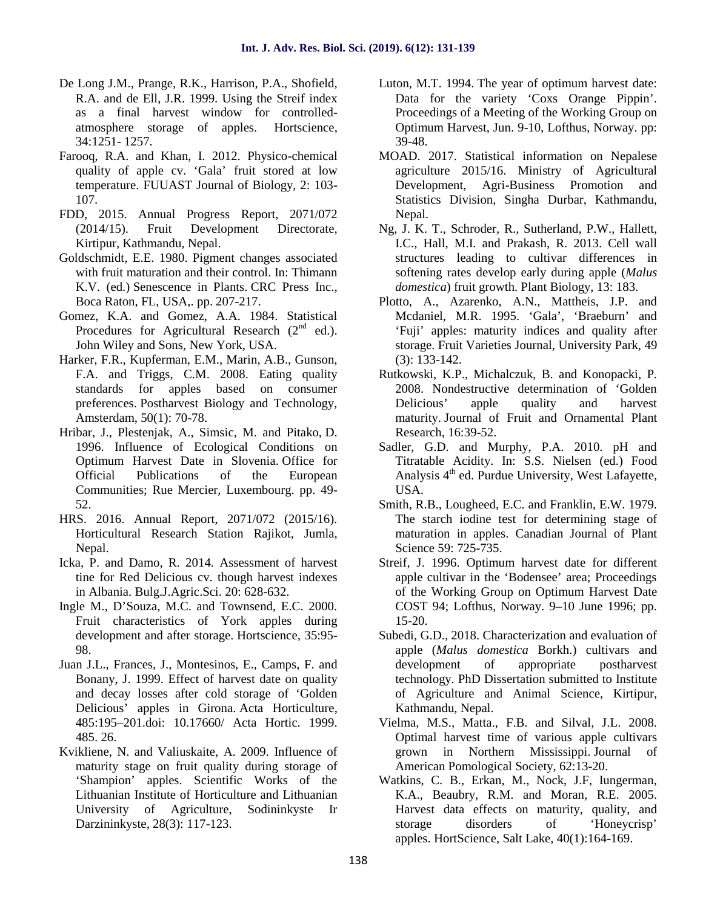De Long J.M., Prange, R.K., Harrison, P.A., Shofield, R.A. and de Ell, J.R. 1999. Using the Streif index as a final harvest window for controlled-atmosphere storage of apples. Hortscience, 34:1251- 1257.

Farooq, R.A. and Khan, I. 2012. Physico-chemical quality of apple cv. 'Gala' fruit stored at low temperature. FUUAST Journal of Biology, 2: 103-107.

FDD, 2015. Annual Progress Report, 2071/072 (2014/15). Fruit Development Directorate, Kirtipur, Kathmandu, Nepal.

Goldschmidt, E.E. 1980. Pigment changes associated with fruit maturation and their control. In: Thimann K.V. (ed.) Senescence in Plants. CRC Press Inc., Boca Raton, FL, USA,. pp. 207-217.

Gomez, K.A. and Gomez, A.A. 1984. Statistical Procedures for Agricultural Research (2nd ed.). John Wiley and Sons, New York, USA.

Harker, F.R., Kupferman, E.M., Marin, A.B., Gunson, F.A. and Triggs, C.M. 2008. Eating quality standards for apples based on consumer preferences. Postharvest Biology and Technology, Amsterdam, 50(1): 70-78.

Hribar, J., Plestenjak, A., Simsic, M. and Pitako, D. 1996. Influence of Ecological Conditions on Optimum Harvest Date in Slovenia. Office for Official Publications of the European Communities; Rue Mercier, Luxembourg. pp. 49-52.

HRS. 2016. Annual Report, 2071/072 (2015/16). Horticultural Research Station Rajikot, Jumla, Nepal.

Icka, P. and Damo, R. 2014. Assessment of harvest tine for Red Delicious cv. though harvest indexes in Albania. Bulg.J.Agric.Sci. 20: 628-632.

Ingle M., D'Souza, M.C. and Townsend, E.C. 2000. Fruit characteristics of York apples during development and after storage. Hortscience, 35:95-98.

Juan J.L., Frances, J., Montesinos, E., Camps, F. and Bonany, J. 1999. Effect of harvest date on quality and decay losses after cold storage of 'Golden Delicious' apples in Girona. Acta Horticulture, 485:195–201.doi: 10.17660/ Acta Hortic. 1999. 485. 26.

Kvikliene, N. and Valiuskaite, A. 2009. Influence of maturity stage on fruit quality during storage of 'Shampion' apples. Scientific Works of the Lithuanian Institute of Horticulture and Lithuanian University of Agriculture, Sodininkyste Ir Darzininkyste, 28(3): 117-123.

Luton, M.T. 1994. The year of optimum harvest date: Data for the variety 'Coxs Orange Pippin'. Proceedings of a Meeting of the Working Group on Optimum Harvest, Jun. 9-10, Lofthus, Norway. pp: 39-48.

MOAD. 2017. Statistical information on Nepalese agriculture 2015/16. Ministry of Agricultural Development, Agri-Business Promotion and Statistics Division, Singha Durbar, Kathmandu, Nepal.

Ng, J. K. T., Schroder, R., Sutherland, P.W., Hallett, I.C., Hall, M.I. and Prakash, R. 2013. Cell wall structures leading to cultivar differences in softening rates develop early during apple (*Malus domestica*) fruit growth. Plant Biology, 13: 183.

Plotto, A., Azarenko, A.N., Mattheis, J.P. and Mcdaniel, M.R. 1995. 'Gala', 'Braeburn' and 'Fuji' apples: maturity indices and quality after storage. Fruit Varieties Journal, University Park, 49 (3): 133-142.

Rutkowski, K.P., Michalczuk, B. and Konopacki, P. 2008. Nondestructive determination of 'Golden Delicious' apple quality and harvest maturity. Journal of Fruit and Ornamental Plant Research, 16:39-52.

Sadler, G.D. and Murphy, P.A. 2010. pH and Titratable Acidity. In: S.S. Nielsen (ed.) Food Analysis 4th ed. Purdue University, West Lafayette, USA.

Smith, R.B., Lougheed, E.C. and Franklin, E.W. 1979. The starch iodine test for determining stage of maturation in apples. Canadian Journal of Plant Science 59: 725-735.

Streif, J. 1996. Optimum harvest date for different apple cultivar in the 'Bodensee' area; Proceedings of the Working Group on Optimum Harvest Date COST 94; Lofthus, Norway. 9–10 June 1996; pp. 15-20.

Subedi, G.D., 2018. Characterization and evaluation of apple (*Malus domestica* Borkh.) cultivars and development of appropriate postharvest technology. PhD Dissertation submitted to Institute of Agriculture and Animal Science, Kirtipur, Kathmandu, Nepal.

Vielma, M.S., Matta., F.B. and Silval, J.L. 2008. Optimal harvest time of various apple cultivars grown in Northern Mississippi. Journal of American Pomological Society, 62:13-20.

Watkins, C. B., Erkan, M., Nock, J.F, Iungerman, K.A., Beaubry, R.M. and Moran, R.E. 2005. Harvest data effects on maturity, quality, and storage disorders of 'Honeycrisp' apples. HortScience, Salt Lake, 40(1):164-169.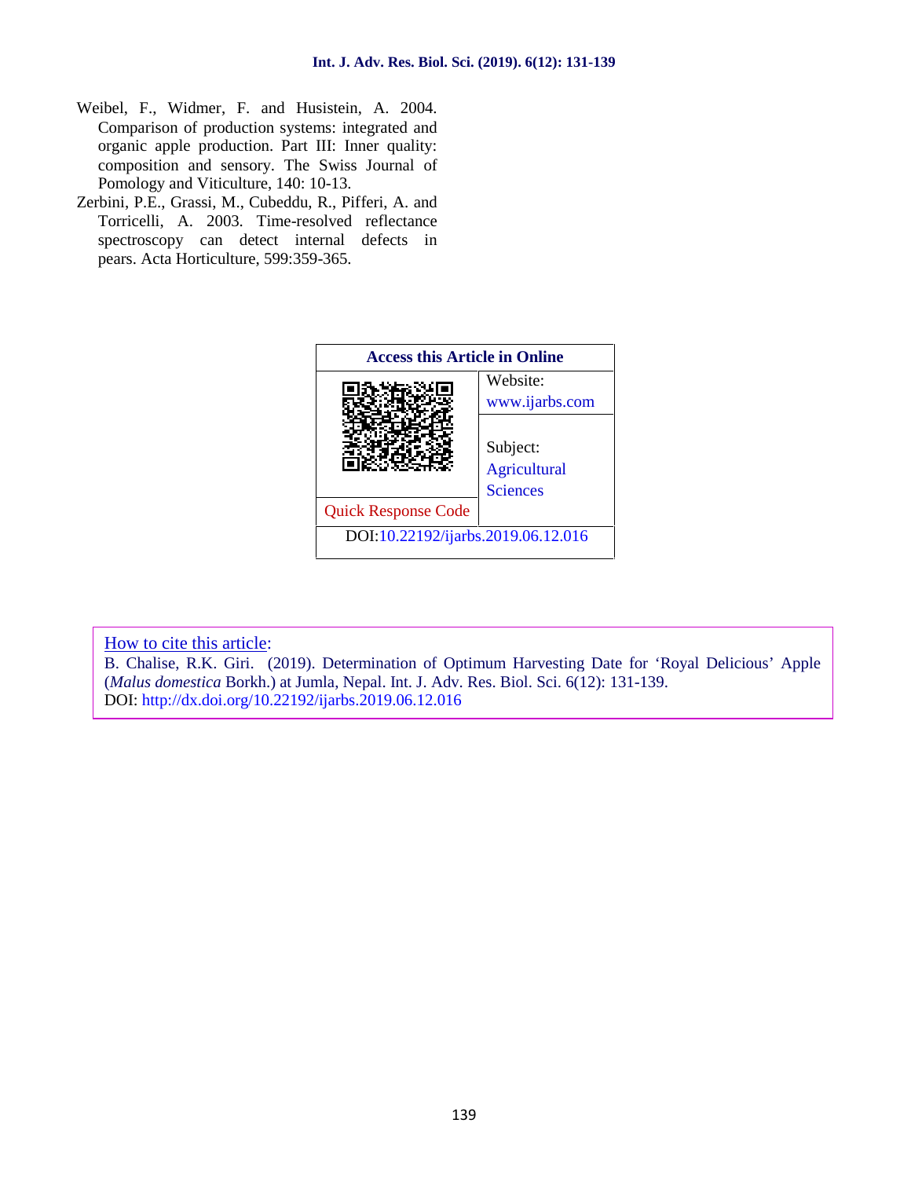Weibel, F., Widmer, F. and Husistein, A. 2004. Comparison of production systems: integrated and organic apple production. Part III: Inner quality: composition and sensory. The Swiss Journal of Pomology and Viticulture, 140: 10-13.

Zerbini, P.E., Grassi, M., Cubeddu, R., Pifferi, A. and Torricelli, A. 2003. Time-resolved reflectance spectroscopy can detect internal defects in pears. Acta Horticulture, 599:359-365.

| Access this Article in Online | |
|---|---|
| | Website: www.ijarbs.com |
| | Subject: Agricultural Sciences |
| Quick Response Code | |
| DOI:10.22192/ijarbs.2019.06.12.016 | |

How to cite this article:

B. Chalise, R.K. Giri. (2019). Determination of Optimum Harvesting Date for 'Royal Delicious' Apple (*Malus domestica* Borkh.) at Jumla, Nepal. Int. J. Adv. Res. Biol. Sci. 6(12): 131-139.
DOI: http://dx.doi.org/10.22192/ijarbs.2019.06.12.016